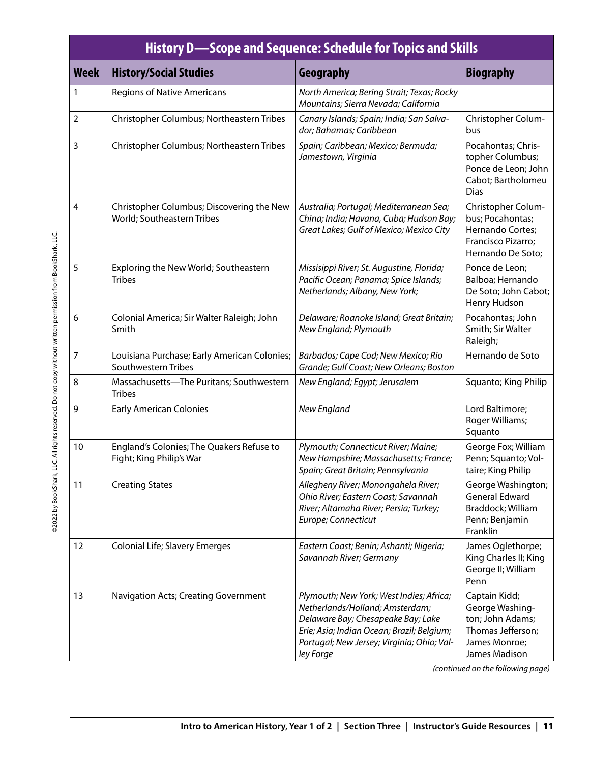## History D—Scope and Sequence: Schedule for Topics and Skills

| Week | History/Social Studies | Geography | Biography |
|---|---|---|---|
| 1 | Regions of Native Americans | *North America; Bering Strait; Texas; Rocky Mountains; Sierra Nevada; California* | |
| 2 | Christopher Columbus; Northeastern Tribes | *Canary Islands; Spain; India; San Salvador; Bahamas; Caribbean* | Christopher Columbus |
| 3 | Christopher Columbus; Northeastern Tribes | *Spain; Caribbean; Mexico; Bermuda; Jamestown, Virginia* | Pocahontas; Christopher Columbus; Ponce de Leon; John Cabot; Bartholomeu Dias |
| 4 | Christopher Columbus; Discovering the New World; Southeastern Tribes | *Australia; Portugal; Mediterranean Sea; China; India; Havana, Cuba; Hudson Bay; Great Lakes; Gulf of Mexico; Mexico City* | Christopher Columbus; Pocahontas; Hernando Cortes; Francisco Pizarro; Hernando De Soto; |
| 5 | Exploring the New World; Southeastern Tribes | *Missisippi River; St. Augustine, Florida; Pacific Ocean; Panama; Spice Islands; Netherlands; Albany, New York;* | Ponce de Leon; Balboa; Hernando De Soto; John Cabot; Henry Hudson |
| 6 | Colonial America; Sir Walter Raleigh; John Smith | *Delaware; Roanoke Island; Great Britain; New England; Plymouth* | Pocahontas; John Smith; Sir Walter Raleigh; |
| 7 | Louisiana Purchase; Early American Colonies; Southwestern Tribes | *Barbados; Cape Cod; New Mexico; Rio Grande; Gulf Coast; New Orleans; Boston* | Hernando de Soto |
| 8 | Massachusetts—The Puritans; Southwestern Tribes | *New England; Egypt; Jerusalem* | Squanto; King Philip |
| 9 | Early American Colonies | *New England* | Lord Baltimore; Roger Williams; Squanto |
| 10 | England's Colonies; The Quakers Refuse to Fight; King Philip's War | *Plymouth; Connecticut River; Maine; New Hampshire; Massachusetts; France; Spain; Great Britain; Pennsylvania* | George Fox; William Penn; Squanto; Voltaire; King Philip |
| 11 | Creating States | *Allegheny River; Monongahela River; Ohio River; Eastern Coast; Savannah River; Altamaha River; Persia; Turkey; Europe; Connecticut* | George Washington; General Edward Braddock; William Penn; Benjamin Franklin |
| 12 | Colonial Life; Slavery Emerges | *Eastern Coast; Benin; Ashanti; Nigeria; Savannah River; Germany* | James Oglethorpe; King Charles II; King George II; William Penn |
| 13 | Navigation Acts; Creating Government | *Plymouth; New York; West Indies; Africa; Netherlands/Holland; Amsterdam; Delaware Bay; Chesapeake Bay; Lake Erie; Asia; Indian Ocean; Brazil; Belgium; Portugal; New Jersey; Virginia; Ohio; Valley Forge* | Captain Kidd; George Washington; John Adams; Thomas Jefferson; James Monroe; James Madison |

*(continued on the following page)*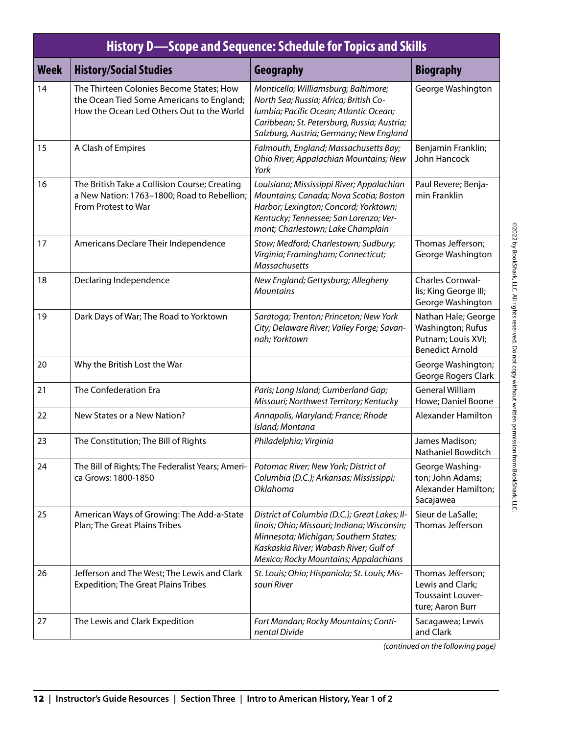| History D—Scope and Sequence: Schedule for Topics and Skills | | | |
|---|---|---|---|
| **Week** | **History/Social Studies** | **Geography** | **Biography** |
| 14 | The Thirteen Colonies Become States; How the Ocean Tied Some Americans to England; How the Ocean Led Others Out to the World | *Monticello; Williamsburg; Baltimore; North Sea; Russia; Africa; British Columbia; Pacific Ocean; Atlantic Ocean; Caribbean; St. Petersburg, Russia; Austria; Salzburg, Austria; Germany; New England* | George Washington |
| 15 | A Clash of Empires | *Falmouth, England; Massachusetts Bay; Ohio River; Appalachian Mountains; New York* | Benjamin Franklin; John Hancock |
| 16 | The British Take a Collision Course; Creating a New Nation: 1763–1800; Road to Rebellion; From Protest to War | *Louisiana; Mississippi River; Appalachian Mountains; Canada; Nova Scotia; Boston Harbor; Lexington; Concord; Yorktown; Kentucky; Tennessee; San Lorenzo; Vermont; Charlestown; Lake Champlain* | Paul Revere; Benjamin Franklin |
| 17 | Americans Declare Their Independence | *Stow; Medford; Charlestown; Sudbury; Virginia; Framingham; Connecticut; Massachusetts* | Thomas Jefferson; George Washington |
| 18 | Declaring Independence | *New England; Gettysburg; Allegheny Mountains* | Charles Cornwallis; King George III; George Washington |
| 19 | Dark Days of War; The Road to Yorktown | *Saratoga; Trenton; Princeton; New York City; Delaware River; Valley Forge; Savannah; Yorktown* | Nathan Hale; George Washington; Rufus Putnam; Louis XVI; Benedict Arnold |
| 20 | Why the British Lost the War | | George Washington; George Rogers Clark |
| 21 | The Confederation Era | *Paris; Long Island; Cumberland Gap; Missouri; Northwest Territory; Kentucky* | General William Howe; Daniel Boone |
| 22 | New States or a New Nation? | *Annapolis, Maryland; France; Rhode Island; Montana* | Alexander Hamilton |
| 23 | The Constitution; The Bill of Rights | *Philadelphia; Virginia* | James Madison; Nathaniel Bowditch |
| 24 | The Bill of Rights; The Federalist Years; America Grows: 1800-1850 | *Potomac River; New York; District of Columbia (D.C.); Arkansas; Mississippi; Oklahoma* | George Washington; John Adams; Alexander Hamilton; Sacajawea |
| 25 | American Ways of Growing: The Add-a-State Plan; The Great Plains Tribes | *District of Columbia (D.C.); Great Lakes; Illinois; Ohio; Missouri; Indiana; Wisconsin; Minnesota; Michigan; Southern States; Kaskaskia River; Wabash River; Gulf of Mexico; Rocky Mountains; Appalachians* | Sieur de LaSalle; Thomas Jefferson |
| 26 | Jefferson and The West; The Lewis and Clark Expedition; The Great Plains Tribes | *St. Louis; Ohio; Hispaniola; St. Louis; Missouri River* | Thomas Jefferson; Lewis and Clark; Toussaint Louverture; Aaron Burr |
| 27 | The Lewis and Clark Expedition | *Fort Mandan; Rocky Mountains; Continental Divide* | Sacagawea; Lewis and Clark |

*(continued on the following page)*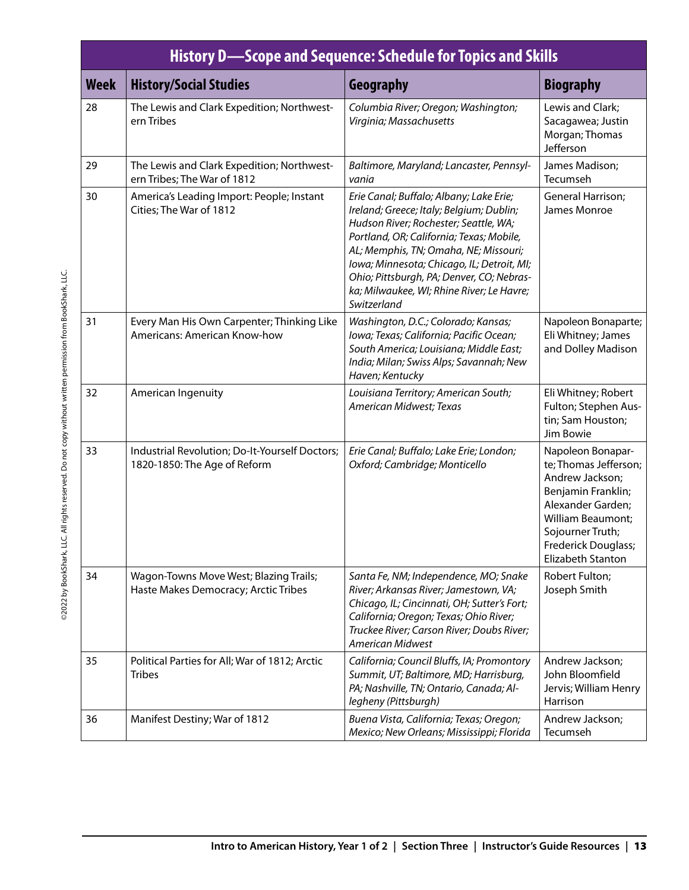| History D—Scope and Sequence: Schedule for Topics and Skills | | | |
|---|---|---|---|
| **Week** | **History/Social Studies** | **Geography** | **Biography** |
| 28 | The Lewis and Clark Expedition; Northwestern Tribes | *Columbia River; Oregon; Washington; Virginia; Massachusetts* | Lewis and Clark; Sacagawea; Justin Morgan; Thomas Jefferson |
| 29 | The Lewis and Clark Expedition; Northwestern Tribes; The War of 1812 | *Baltimore, Maryland; Lancaster, Pennsylvania* | James Madison; Tecumseh |
| 30 | America's Leading Import: People; Instant Cities; The War of 1812 | *Erie Canal; Buffalo; Albany; Lake Erie; Ireland; Greece; Italy; Belgium; Dublin; Hudson River; Rochester; Seattle, WA; Portland, OR; California; Texas; Mobile, AL; Memphis, TN; Omaha, NE; Missouri; Iowa; Minnesota; Chicago, IL; Detroit, MI; Ohio; Pittsburgh, PA; Denver, CO; Nebraska; Milwaukee, WI; Rhine River; Le Havre; Switzerland* | General Harrison; James Monroe |
| 31 | Every Man His Own Carpenter; Thinking Like Americans: American Know-how | *Washington, D.C.; Colorado; Kansas; Iowa; Texas; California; Pacific Ocean; South America; Louisiana; Middle East; India; Milan; Swiss Alps; Savannah; New Haven; Kentucky* | Napoleon Bonaparte; Eli Whitney; James and Dolley Madison |
| 32 | American Ingenuity | *Louisiana Territory; American South; American Midwest; Texas* | Eli Whitney; Robert Fulton; Stephen Austin; Sam Houston; Jim Bowie |
| 33 | Industrial Revolution; Do-It-Yourself Doctors; 1820-1850: The Age of Reform | *Erie Canal; Buffalo; Lake Erie; London; Oxford; Cambridge; Monticello* | Napoleon Bonaparte; Thomas Jefferson; Andrew Jackson; Benjamin Franklin; Alexander Garden; William Beaumont; Sojourner Truth; Frederick Douglass; Elizabeth Stanton |
| 34 | Wagon-Towns Move West; Blazing Trails; Haste Makes Democracy; Arctic Tribes | *Santa Fe, NM; Independence, MO; Snake River; Arkansas River; Jamestown, VA; Chicago, IL; Cincinnati, OH; Sutter's Fort; California; Oregon; Texas; Ohio River; Truckee River; Carson River; Doubs River; American Midwest* | Robert Fulton; Joseph Smith |
| 35 | Political Parties for All; War of 1812; Arctic Tribes | *California; Council Bluffs, IA; Promontory Summit, UT; Baltimore, MD; Harrisburg, PA; Nashville, TN; Ontario, Canada; Allegheny (Pittsburgh)* | Andrew Jackson; John Bloomfield Jervis; William Henry Harrison |
| 36 | Manifest Destiny; War of 1812 | *Buena Vista, California; Texas; Oregon; Mexico; New Orleans; Mississippi; Florida* | Andrew Jackson; Tecumseh |